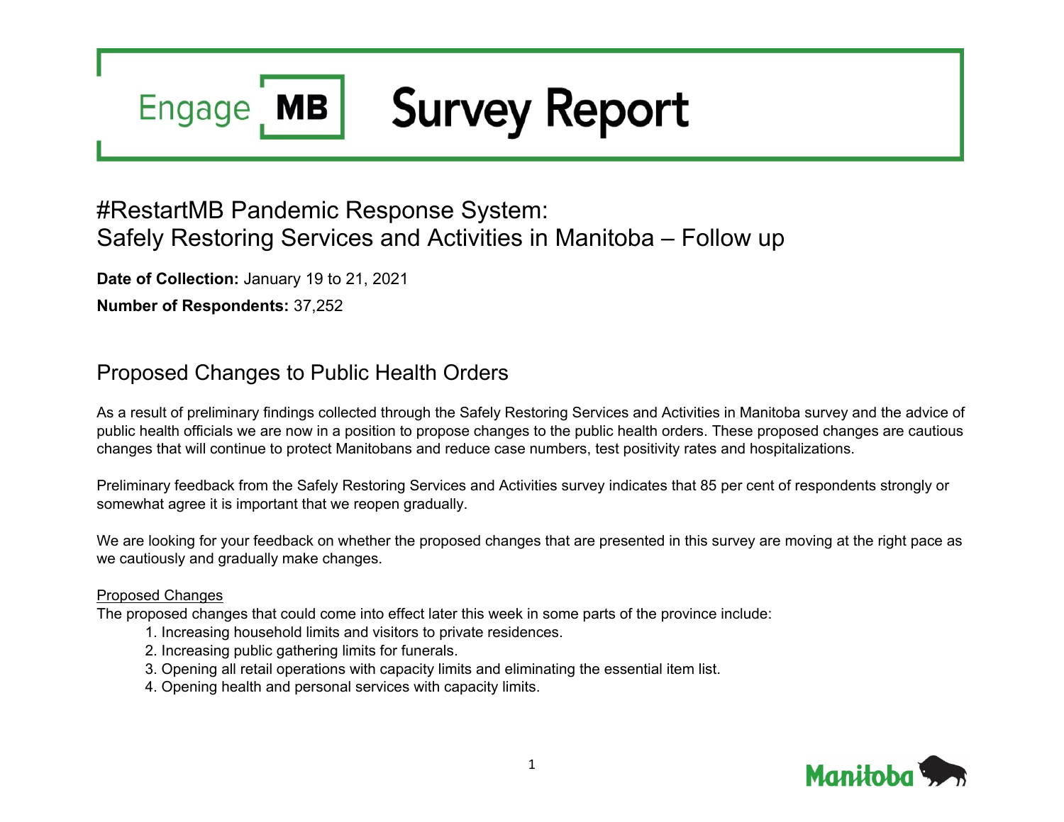# Engage MB Survey Report

## #RestartMB Pandemic Response System: Safely Restoring Services and Activities in Manitoba – Follow up

**Date of Collection:** January 19 to 21, 2021

**Number of Respondents:** 37,252

## Proposed Changes to Public Health Orders

As a result of preliminary findings collected through the Safely Restoring Services and Activities in Manitoba survey and the advice of public health officials we are now in a position to propose changes to the public health orders. These proposed changes are cautious changes that will continue to protect Manitobans and reduce case numbers, test positivity rates and hospitalizations.

Preliminary feedback from the Safely Restoring Services and Activities survey indicates that 85 per cent of respondents strongly or somewhat agree it is important that we reopen gradually.

We are looking for your feedback on whether the proposed changes that are presented in this survey are moving at the right pace as we cautiously and gradually make changes.

Proposed Changes

The proposed changes that could come into effect later this week in some parts of the province include:

1. Increasing household limits and visitors to private residences.
2. Increasing public gathering limits for funerals.
3. Opening all retail operations with capacity limits and eliminating the essential item list.
4. Opening health and personal services with capacity limits.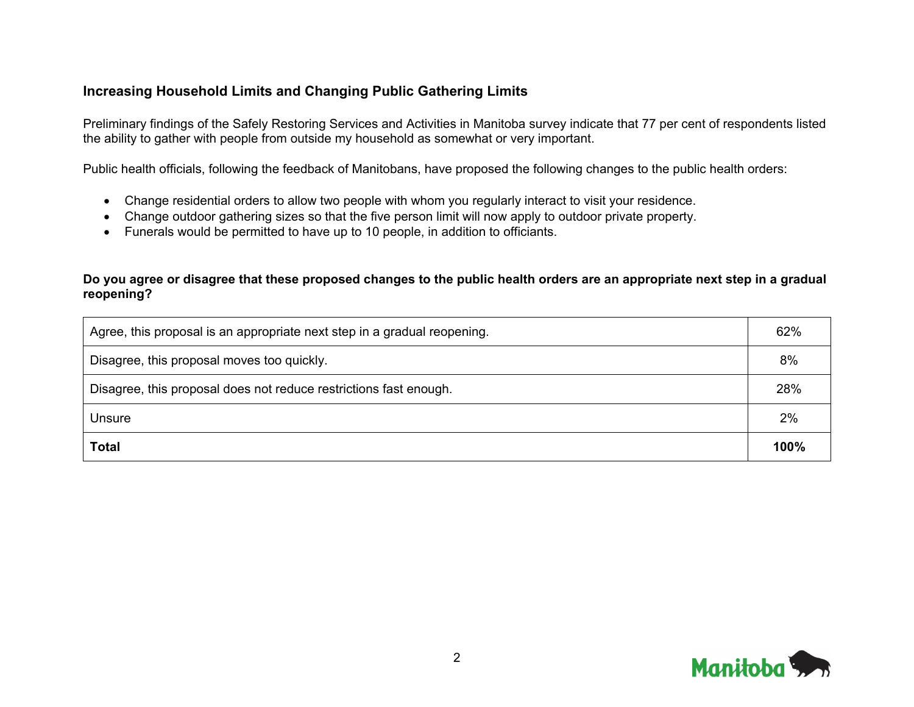## Increasing Household Limits and Changing Public Gathering Limits

Preliminary findings of the Safely Restoring Services and Activities in Manitoba survey indicate that 77 per cent of respondents listed the ability to gather with people from outside my household as somewhat or very important.

Public health officials, following the feedback of Manitobans, have proposed the following changes to the public health orders:

- Change residential orders to allow two people with whom you regularly interact to visit your residence.
- Change outdoor gathering sizes so that the five person limit will now apply to outdoor private property.
- Funerals would be permitted to have up to 10 people, in addition to officiants.

**Do you agree or disagree that these proposed changes to the public health orders are an appropriate next step in a gradual reopening?**

| Response | % |
|---|---|
| Agree, this proposal is an appropriate next step in a gradual reopening. | 62% |
| Disagree, this proposal moves too quickly. | 8% |
| Disagree, this proposal does not reduce restrictions fast enough. | 28% |
| Unsure | 2% |
| **Total** | **100%** |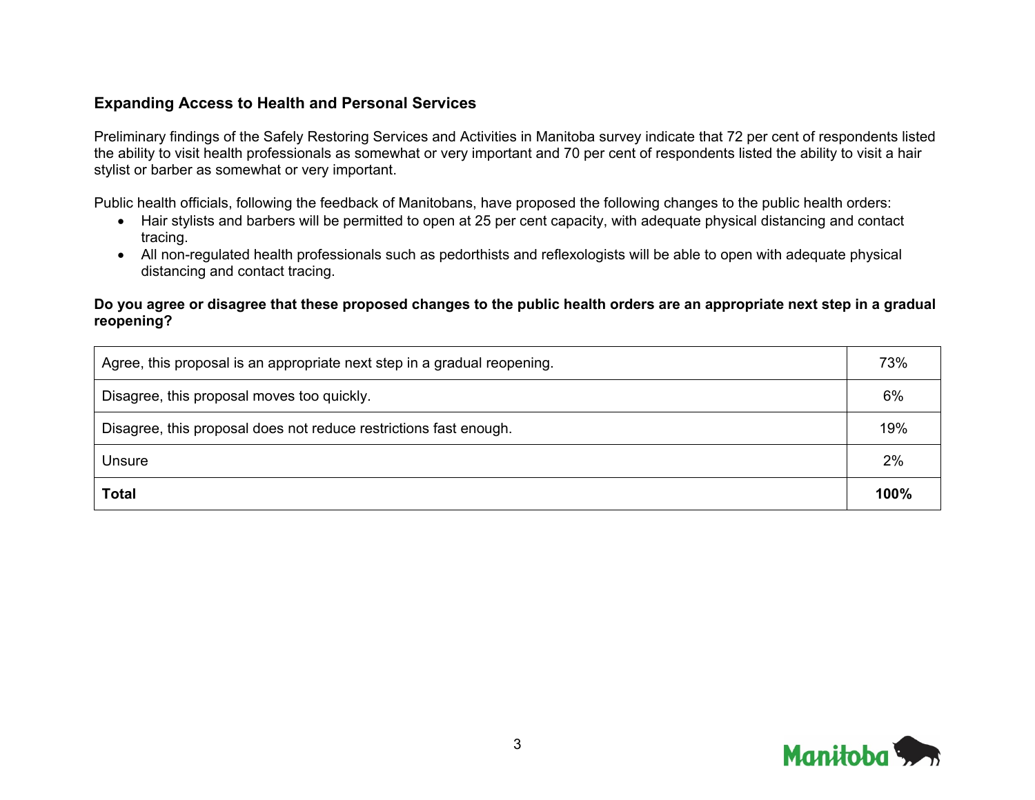## Expanding Access to Health and Personal Services

Preliminary findings of the Safely Restoring Services and Activities in Manitoba survey indicate that 72 per cent of respondents listed the ability to visit health professionals as somewhat or very important and 70 per cent of respondents listed the ability to visit a hair stylist or barber as somewhat or very important.

Public health officials, following the feedback of Manitobans, have proposed the following changes to the public health orders:

- Hair stylists and barbers will be permitted to open at 25 per cent capacity, with adequate physical distancing and contact tracing.
- All non-regulated health professionals such as pedorthists and reflexologists will be able to open with adequate physical distancing and contact tracing.

**Do you agree or disagree that these proposed changes to the public health orders are an appropriate next step in a gradual reopening?**

| Response | % |
|---|---|
| Agree, this proposal is an appropriate next step in a gradual reopening. | 73% |
| Disagree, this proposal moves too quickly. | 6% |
| Disagree, this proposal does not reduce restrictions fast enough. | 19% |
| Unsure | 2% |
| **Total** | **100%** |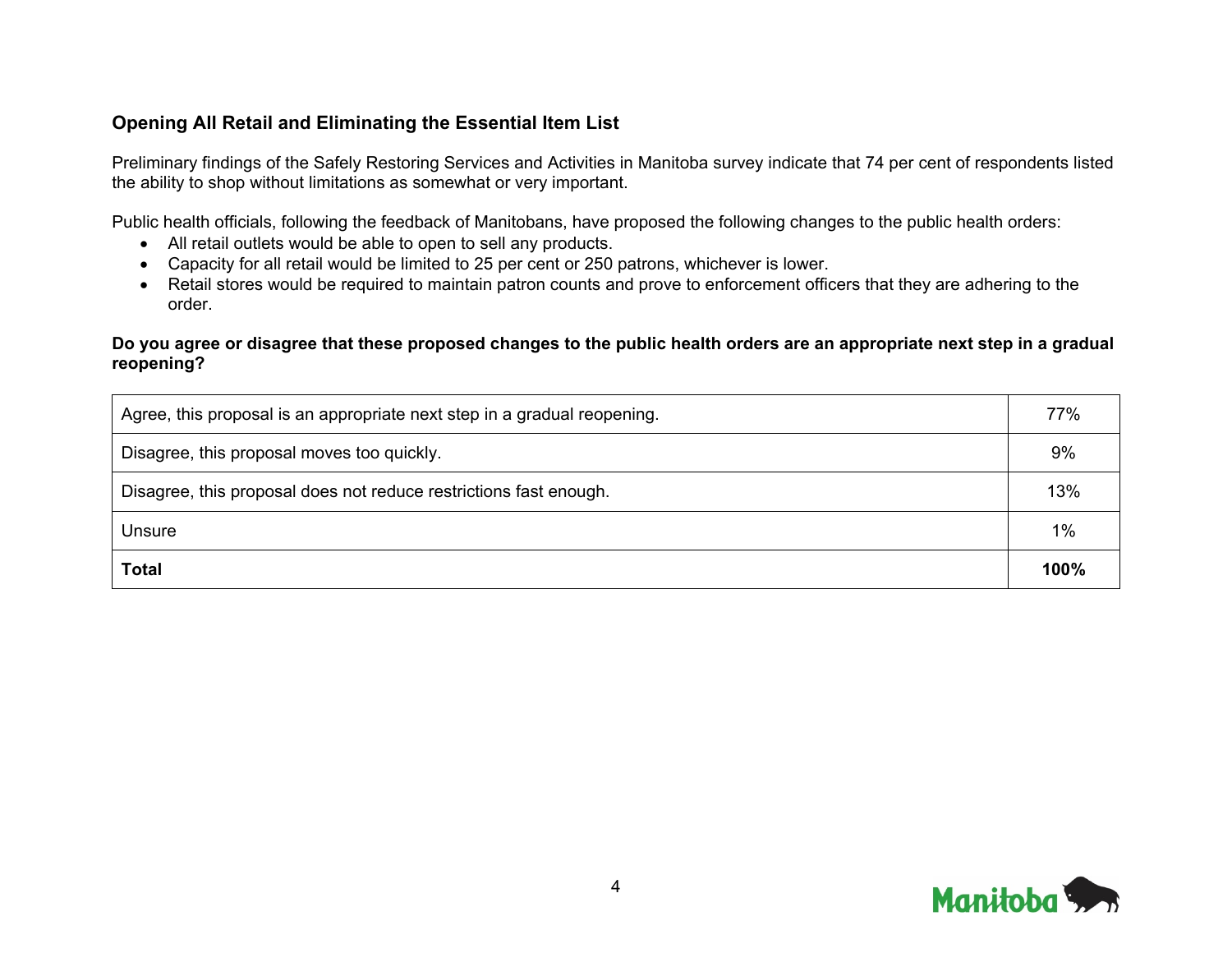## Opening All Retail and Eliminating the Essential Item List

Preliminary findings of the Safely Restoring Services and Activities in Manitoba survey indicate that 74 per cent of respondents listed the ability to shop without limitations as somewhat or very important.

Public health officials, following the feedback of Manitobans, have proposed the following changes to the public health orders:

- All retail outlets would be able to open to sell any products.
- Capacity for all retail would be limited to 25 per cent or 250 patrons, whichever is lower.
- Retail stores would be required to maintain patron counts and prove to enforcement officers that they are adhering to the order.

**Do you agree or disagree that these proposed changes to the public health orders are an appropriate next step in a gradual reopening?**

| | |
|---|---|
| Agree, this proposal is an appropriate next step in a gradual reopening. | 77% |
| Disagree, this proposal moves too quickly. | 9% |
| Disagree, this proposal does not reduce restrictions fast enough. | 13% |
| Unsure | 1% |
| **Total** | **100%** |

Manitoba